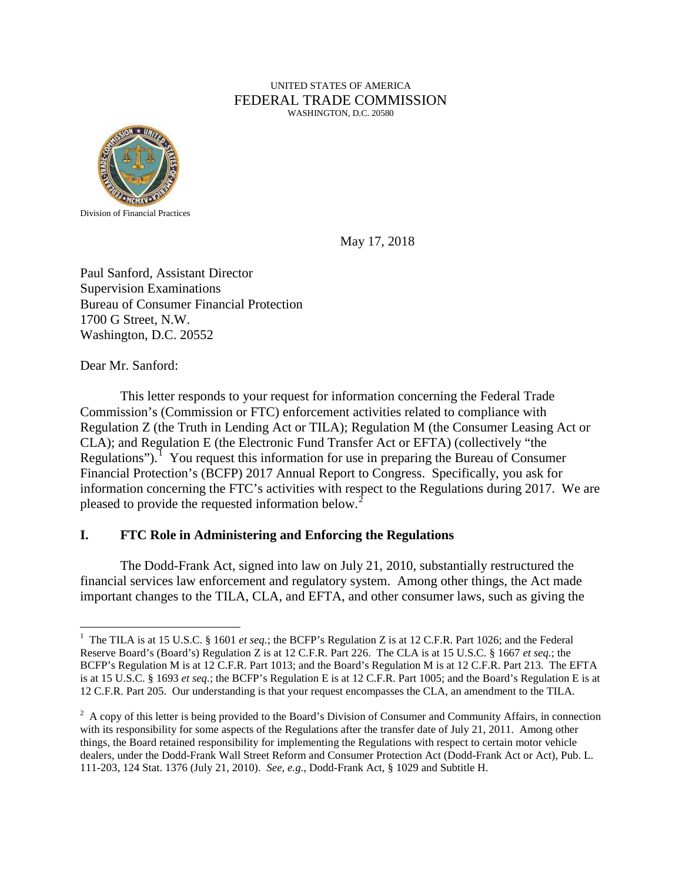UNITED STATES OF AMERICA
FEDERAL TRADE COMMISSION
WASHINGTON, D.C. 20580

Division of Financial Practices

May 17, 2018

Paul Sanford, Assistant Director
Supervision Examinations
Bureau of Consumer Financial Protection
1700 G Street, N.W.
Washington, D.C. 20552

Dear Mr. Sanford:

This letter responds to your request for information concerning the Federal Trade Commission's (Commission or FTC) enforcement activities related to compliance with Regulation Z (the Truth in Lending Act or TILA); Regulation M (the Consumer Leasing Act or CLA); and Regulation E (the Electronic Fund Transfer Act or EFTA) (collectively "the Regulations").[1] You request this information for use in preparing the Bureau of Consumer Financial Protection's (BCFP) 2017 Annual Report to Congress. Specifically, you ask for information concerning the FTC's activities with respect to the Regulations during 2017. We are pleased to provide the requested information below.[2]

## I. FTC Role in Administering and Enforcing the Regulations

The Dodd-Frank Act, signed into law on July 21, 2010, substantially restructured the financial services law enforcement and regulatory system. Among other things, the Act made important changes to the TILA, CLA, and EFTA, and other consumer laws, such as giving the

---

[1] The TILA is at 15 U.S.C. § 1601 *et seq.*; the BCFP's Regulation Z is at 12 C.F.R. Part 1026; and the Federal Reserve Board's (Board's) Regulation Z is at 12 C.F.R. Part 226. The CLA is at 15 U.S.C. § 1667 *et seq.*; the BCFP's Regulation M is at 12 C.F.R. Part 1013; and the Board's Regulation M is at 12 C.F.R. Part 213. The EFTA is at 15 U.S.C. § 1693 *et seq.*; the BCFP's Regulation E is at 12 C.F.R. Part 1005; and the Board's Regulation E is at 12 C.F.R. Part 205. Our understanding is that your request encompasses the CLA, an amendment to the TILA.

[2] A copy of this letter is being provided to the Board's Division of Consumer and Community Affairs, in connection with its responsibility for some aspects of the Regulations after the transfer date of July 21, 2011. Among other things, the Board retained responsibility for implementing the Regulations with respect to certain motor vehicle dealers, under the Dodd-Frank Wall Street Reform and Consumer Protection Act (Dodd-Frank Act or Act), Pub. L. 111-203, 124 Stat. 1376 (July 21, 2010). *See, e.g.,* Dodd-Frank Act, § 1029 and Subtitle H.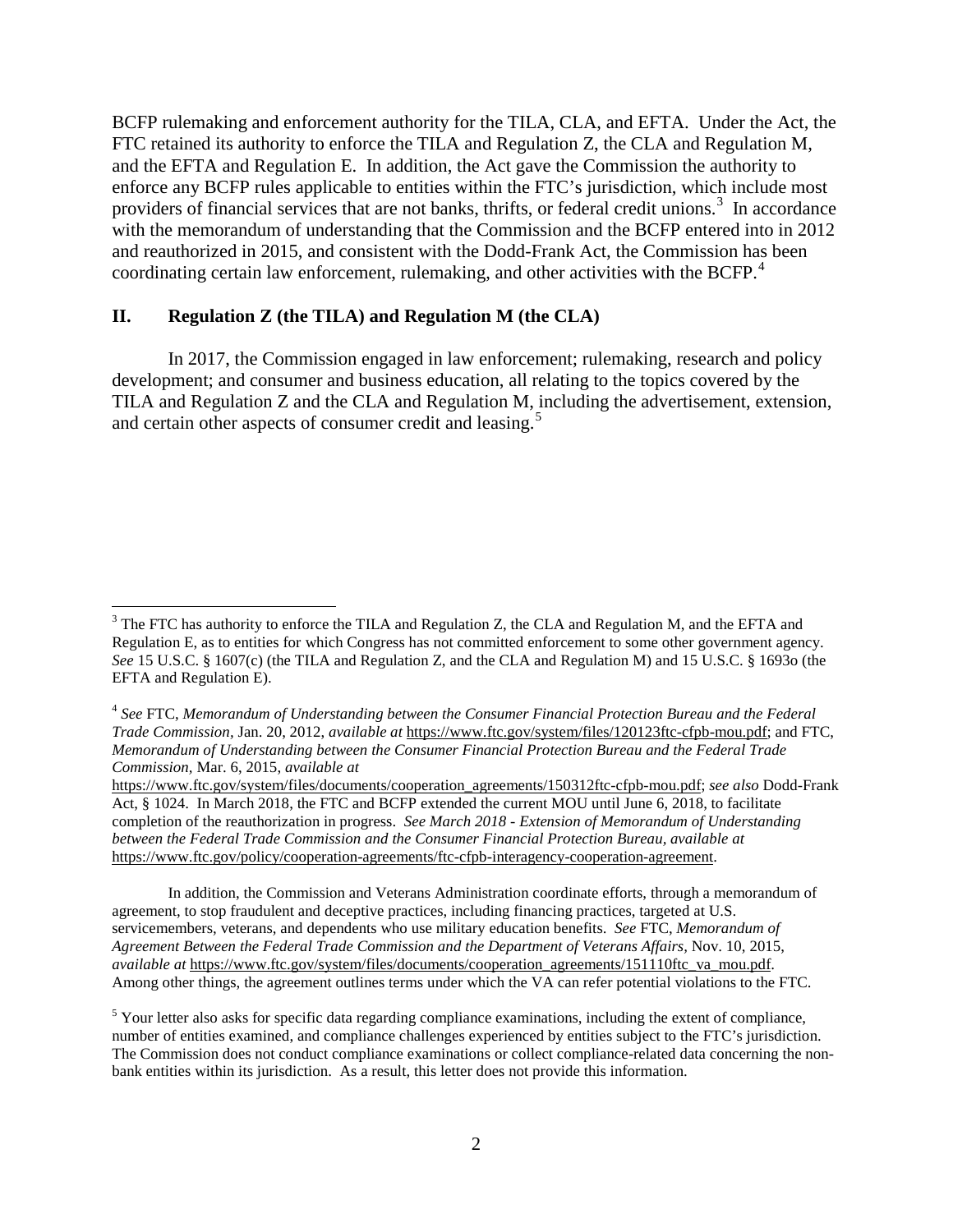BCFP rulemaking and enforcement authority for the TILA, CLA, and EFTA. Under the Act, the FTC retained its authority to enforce the TILA and Regulation Z, the CLA and Regulation M, and the EFTA and Regulation E. In addition, the Act gave the Commission the authority to enforce any BCFP rules applicable to entities within the FTC's jurisdiction, which include most providers of financial services that are not banks, thrifts, or federal credit unions.[3] In accordance with the memorandum of understanding that the Commission and the BCFP entered into in 2012 and reauthorized in 2015, and consistent with the Dodd-Frank Act, the Commission has been coordinating certain law enforcement, rulemaking, and other activities with the BCFP.[4]

## II. Regulation Z (the TILA) and Regulation M (the CLA)

In 2017, the Commission engaged in law enforcement; rulemaking, research and policy development; and consumer and business education, all relating to the topics covered by the TILA and Regulation Z and the CLA and Regulation M, including the advertisement, extension, and certain other aspects of consumer credit and leasing.[5]

---

[3] The FTC has authority to enforce the TILA and Regulation Z, the CLA and Regulation M, and the EFTA and Regulation E, as to entities for which Congress has not committed enforcement to some other government agency. *See* 15 U.S.C. § 1607(c) (the TILA and Regulation Z, and the CLA and Regulation M) and 15 U.S.C. § 1693o (the EFTA and Regulation E).

[4] *See* FTC, *Memorandum of Understanding between the Consumer Financial Protection Bureau and the Federal Trade Commission*, Jan. 20, 2012, *available at* https://www.ftc.gov/system/files/120123ftc-cfpb-mou.pdf; and FTC, *Memorandum of Understanding between the Consumer Financial Protection Bureau and the Federal Trade Commission,* Mar. 6, 2015, *available at* https://www.ftc.gov/system/files/documents/cooperation_agreements/150312ftc-cfpb-mou.pdf; *see also* Dodd-Frank Act, § 1024. In March 2018, the FTC and BCFP extended the current MOU until June 6, 2018, to facilitate completion of the reauthorization in progress. *See March 2018 - Extension of Memorandum of Understanding between the Federal Trade Commission and the Consumer Financial Protection Bureau, available at* https://www.ftc.gov/policy/cooperation-agreements/ftc-cfpb-interagency-cooperation-agreement.

In addition, the Commission and Veterans Administration coordinate efforts, through a memorandum of agreement, to stop fraudulent and deceptive practices, including financing practices, targeted at U.S. servicemembers, veterans, and dependents who use military education benefits. *See* FTC, *Memorandum of Agreement Between the Federal Trade Commission and the Department of Veterans Affairs,* Nov. 10, 2015, *available at* https://www.ftc.gov/system/files/documents/cooperation_agreements/151110ftc_va_mou.pdf. Among other things, the agreement outlines terms under which the VA can refer potential violations to the FTC.

[5] Your letter also asks for specific data regarding compliance examinations, including the extent of compliance, number of entities examined, and compliance challenges experienced by entities subject to the FTC's jurisdiction. The Commission does not conduct compliance examinations or collect compliance-related data concerning the non-bank entities within its jurisdiction. As a result, this letter does not provide this information.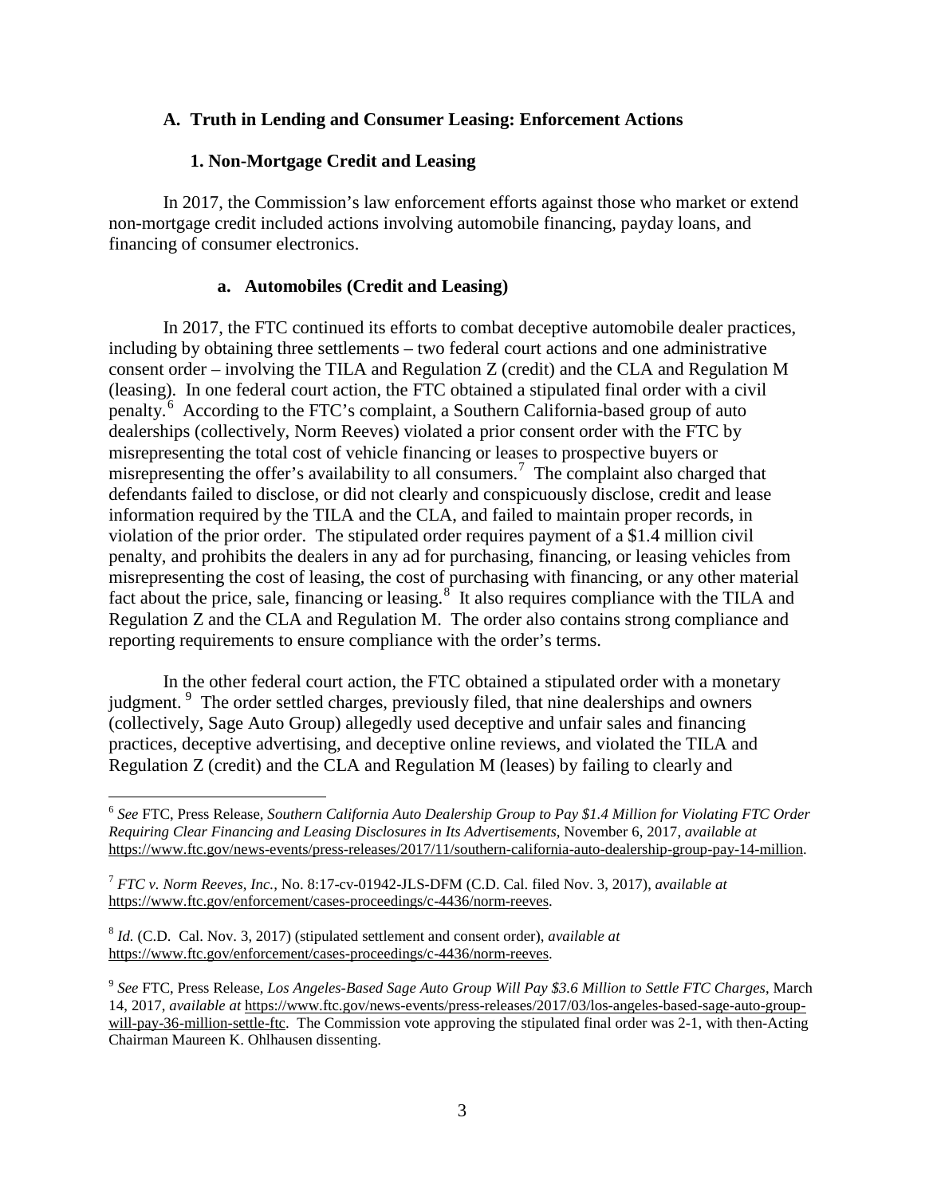### A. Truth in Lending and Consumer Leasing: Enforcement Actions

#### 1. Non-Mortgage Credit and Leasing

In 2017, the Commission's law enforcement efforts against those who market or extend non-mortgage credit included actions involving automobile financing, payday loans, and financing of consumer electronics.

##### a. Automobiles (Credit and Leasing)

In 2017, the FTC continued its efforts to combat deceptive automobile dealer practices, including by obtaining three settlements – two federal court actions and one administrative consent order – involving the TILA and Regulation Z (credit) and the CLA and Regulation M (leasing). In one federal court action, the FTC obtained a stipulated final order with a civil penalty.[6] According to the FTC's complaint, a Southern California-based group of auto dealerships (collectively, Norm Reeves) violated a prior consent order with the FTC by misrepresenting the total cost of vehicle financing or leases to prospective buyers or misrepresenting the offer's availability to all consumers.[7] The complaint also charged that defendants failed to disclose, or did not clearly and conspicuously disclose, credit and lease information required by the TILA and the CLA, and failed to maintain proper records, in violation of the prior order. The stipulated order requires payment of a $1.4 million civil penalty, and prohibits the dealers in any ad for purchasing, financing, or leasing vehicles from misrepresenting the cost of leasing, the cost of purchasing with financing, or any other material fact about the price, sale, financing or leasing.[8] It also requires compliance with the TILA and Regulation Z and the CLA and Regulation M. The order also contains strong compliance and reporting requirements to ensure compliance with the order's terms.

In the other federal court action, the FTC obtained a stipulated order with a monetary judgment.[9] The order settled charges, previously filed, that nine dealerships and owners (collectively, Sage Auto Group) allegedly used deceptive and unfair sales and financing practices, deceptive advertising, and deceptive online reviews, and violated the TILA and Regulation Z (credit) and the CLA and Regulation M (leases) by failing to clearly and

---

[6] *See* FTC, Press Release, *Southern California Auto Dealership Group to Pay $1.4 Million for Violating FTC Order Requiring Clear Financing and Leasing Disclosures in Its Advertisements*, November 6, 2017, *available at* https://www.ftc.gov/news-events/press-releases/2017/11/southern-california-auto-dealership-group-pay-14-million.

[7] *FTC v. Norm Reeves, Inc.*, No. 8:17-cv-01942-JLS-DFM (C.D. Cal. filed Nov. 3, 2017), *available at* https://www.ftc.gov/enforcement/cases-proceedings/c-4436/norm-reeves.

[8] *Id.* (C.D. Cal. Nov. 3, 2017) (stipulated settlement and consent order), *available at* https://www.ftc.gov/enforcement/cases-proceedings/c-4436/norm-reeves.

[9] *See* FTC, Press Release, *Los Angeles-Based Sage Auto Group Will Pay $3.6 Million to Settle FTC Charges*, March 14, 2017, *available at* https://www.ftc.gov/news-events/press-releases/2017/03/los-angeles-based-sage-auto-group-will-pay-36-million-settle-ftc. The Commission vote approving the stipulated final order was 2-1, with then-Acting Chairman Maureen K. Ohlhausen dissenting.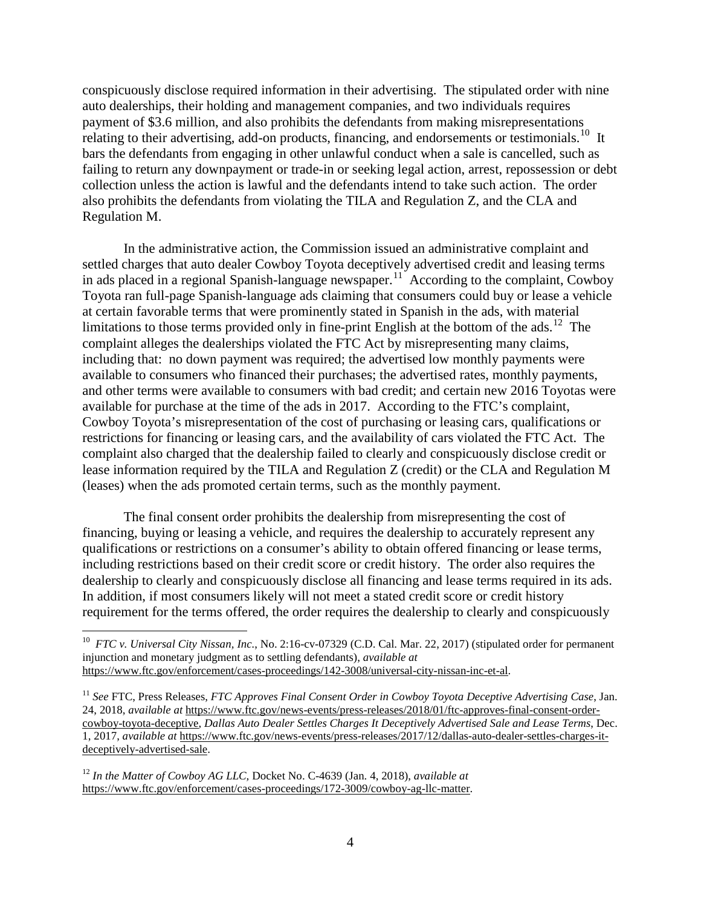conspicuously disclose required information in their advertising. The stipulated order with nine auto dealerships, their holding and management companies, and two individuals requires payment of \$3.6 million, and also prohibits the defendants from making misrepresentations relating to their advertising, add-on products, financing, and endorsements or testimonials.[10] It bars the defendants from engaging in other unlawful conduct when a sale is cancelled, such as failing to return any downpayment or trade-in or seeking legal action, arrest, repossession or debt collection unless the action is lawful and the defendants intend to take such action. The order also prohibits the defendants from violating the TILA and Regulation Z, and the CLA and Regulation M.

In the administrative action, the Commission issued an administrative complaint and settled charges that auto dealer Cowboy Toyota deceptively advertised credit and leasing terms in ads placed in a regional Spanish-language newspaper.[11] According to the complaint, Cowboy Toyota ran full-page Spanish-language ads claiming that consumers could buy or lease a vehicle at certain favorable terms that were prominently stated in Spanish in the ads, with material limitations to those terms provided only in fine-print English at the bottom of the ads.[12] The complaint alleges the dealerships violated the FTC Act by misrepresenting many claims, including that: no down payment was required; the advertised low monthly payments were available to consumers who financed their purchases; the advertised rates, monthly payments, and other terms were available to consumers with bad credit; and certain new 2016 Toyotas were available for purchase at the time of the ads in 2017. According to the FTC's complaint, Cowboy Toyota's misrepresentation of the cost of purchasing or leasing cars, qualifications or restrictions for financing or leasing cars, and the availability of cars violated the FTC Act. The complaint also charged that the dealership failed to clearly and conspicuously disclose credit or lease information required by the TILA and Regulation Z (credit) or the CLA and Regulation M (leases) when the ads promoted certain terms, such as the monthly payment.

The final consent order prohibits the dealership from misrepresenting the cost of financing, buying or leasing a vehicle, and requires the dealership to accurately represent any qualifications or restrictions on a consumer's ability to obtain offered financing or lease terms, including restrictions based on their credit score or credit history. The order also requires the dealership to clearly and conspicuously disclose all financing and lease terms required in its ads. In addition, if most consumers likely will not meet a stated credit score or credit history requirement for the terms offered, the order requires the dealership to clearly and conspicuously

---

[10] *FTC v. Universal City Nissan, Inc*., No. 2:16-cv-07329 (C.D. Cal. Mar. 22, 2017) (stipulated order for permanent injunction and monetary judgment as to settling defendants), *available at* https://www.ftc.gov/enforcement/cases-proceedings/142-3008/universal-city-nissan-inc-et-al.

[11] *See* FTC, Press Releases, *FTC Approves Final Consent Order in Cowboy Toyota Deceptive Advertising Case*, Jan. 24, 2018, *available at* https://www.ftc.gov/news-events/press-releases/2018/01/ftc-approves-final-consent-order-cowboy-toyota-deceptive, *Dallas Auto Dealer Settles Charges It Deceptively Advertised Sale and Lease Terms*, Dec. 1, 2017, *available at* https://www.ftc.gov/news-events/press-releases/2017/12/dallas-auto-dealer-settles-charges-it-deceptively-advertised-sale.

[12] *In the Matter of Cowboy AG LLC,* Docket No. C-4639 (Jan. 4, 2018), *available at* https://www.ftc.gov/enforcement/cases-proceedings/172-3009/cowboy-ag-llc-matter.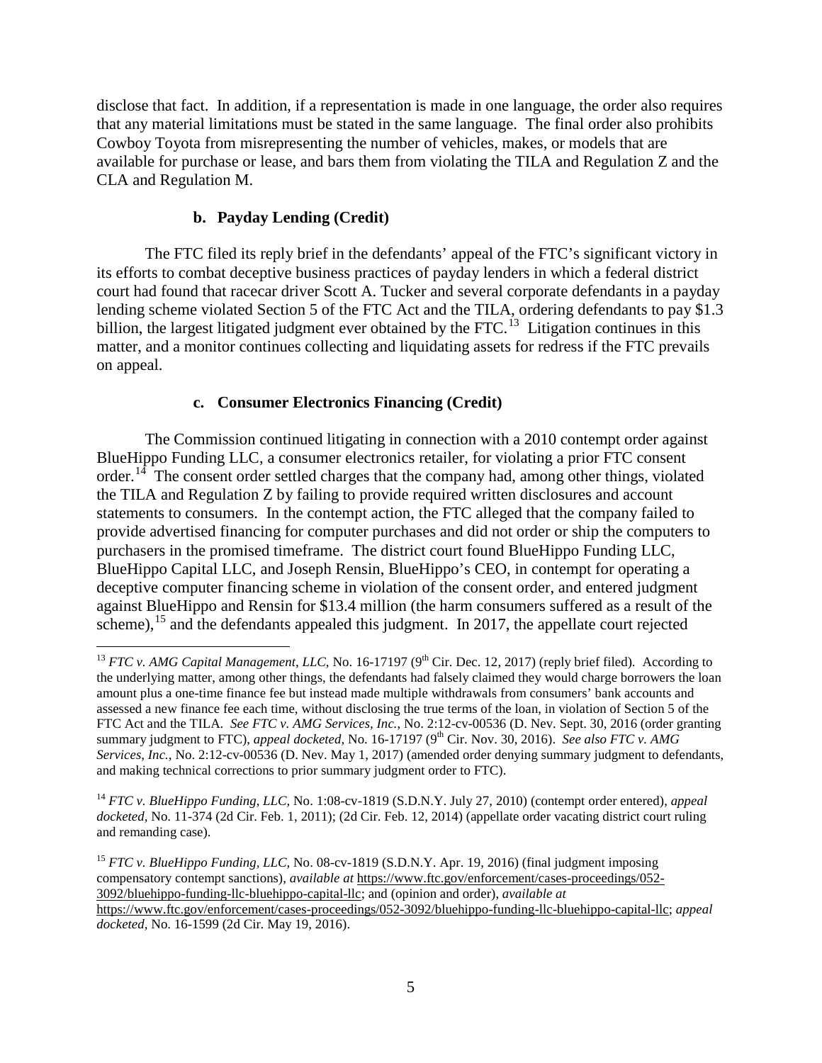disclose that fact. In addition, if a representation is made in one language, the order also requires that any material limitations must be stated in the same language. The final order also prohibits Cowboy Toyota from misrepresenting the number of vehicles, makes, or models that are available for purchase or lease, and bars them from violating the TILA and Regulation Z and the CLA and Regulation M.

### b. Payday Lending (Credit)

The FTC filed its reply brief in the defendants' appeal of the FTC's significant victory in its efforts to combat deceptive business practices of payday lenders in which a federal district court had found that racecar driver Scott A. Tucker and several corporate defendants in a payday lending scheme violated Section 5 of the FTC Act and the TILA, ordering defendants to pay $1.3 billion, the largest litigated judgment ever obtained by the FTC.[13] Litigation continues in this matter, and a monitor continues collecting and liquidating assets for redress if the FTC prevails on appeal.

### c. Consumer Electronics Financing (Credit)

The Commission continued litigating in connection with a 2010 contempt order against BlueHippo Funding LLC, a consumer electronics retailer, for violating a prior FTC consent order.[14] The consent order settled charges that the company had, among other things, violated the TILA and Regulation Z by failing to provide required written disclosures and account statements to consumers. In the contempt action, the FTC alleged that the company failed to provide advertised financing for computer purchases and did not order or ship the computers to purchasers in the promised timeframe. The district court found BlueHippo Funding LLC, BlueHippo Capital LLC, and Joseph Rensin, BlueHippo's CEO, in contempt for operating a deceptive computer financing scheme in violation of the consent order, and entered judgment against BlueHippo and Rensin for $13.4 million (the harm consumers suffered as a result of the scheme),[15] and the defendants appealed this judgment. In 2017, the appellate court rejected

---

[13] *FTC v. AMG Capital Management, LLC*, No. 16-17197 (9th Cir. Dec. 12, 2017) (reply brief filed). According to the underlying matter, among other things, the defendants had falsely claimed they would charge borrowers the loan amount plus a one-time finance fee but instead made multiple withdrawals from consumers' bank accounts and assessed a new finance fee each time, without disclosing the true terms of the loan, in violation of Section 5 of the FTC Act and the TILA. *See FTC v. AMG Services, Inc.*, No. 2:12-cv-00536 (D. Nev. Sept. 30, 2016 (order granting summary judgment to FTC), *appeal docketed*, No. 16-17197 (9th Cir. Nov. 30, 2016). *See also FTC v. AMG Services, Inc.*, No. 2:12-cv-00536 (D. Nev. May 1, 2017) (amended order denying summary judgment to defendants, and making technical corrections to prior summary judgment order to FTC).

[14] *FTC v. BlueHippo Funding, LLC*, No. 1:08-cv-1819 (S.D.N.Y. July 27, 2010) (contempt order entered), *appeal docketed*, No. 11-374 (2d Cir. Feb. 1, 2011); (2d Cir. Feb. 12, 2014) (appellate order vacating district court ruling and remanding case).

[15] *FTC v. BlueHippo Funding, LLC*, No. 08-cv-1819 (S.D.N.Y. Apr. 19, 2016) (final judgment imposing compensatory contempt sanctions), *available at* https://www.ftc.gov/enforcement/cases-proceedings/052-3092/bluehippo-funding-llc-bluehippo-capital-llc; and (opinion and order), *available at* https://www.ftc.gov/enforcement/cases-proceedings/052-3092/bluehippo-funding-llc-bluehippo-capital-llc; *appeal docketed*, No. 16-1599 (2d Cir. May 19, 2016).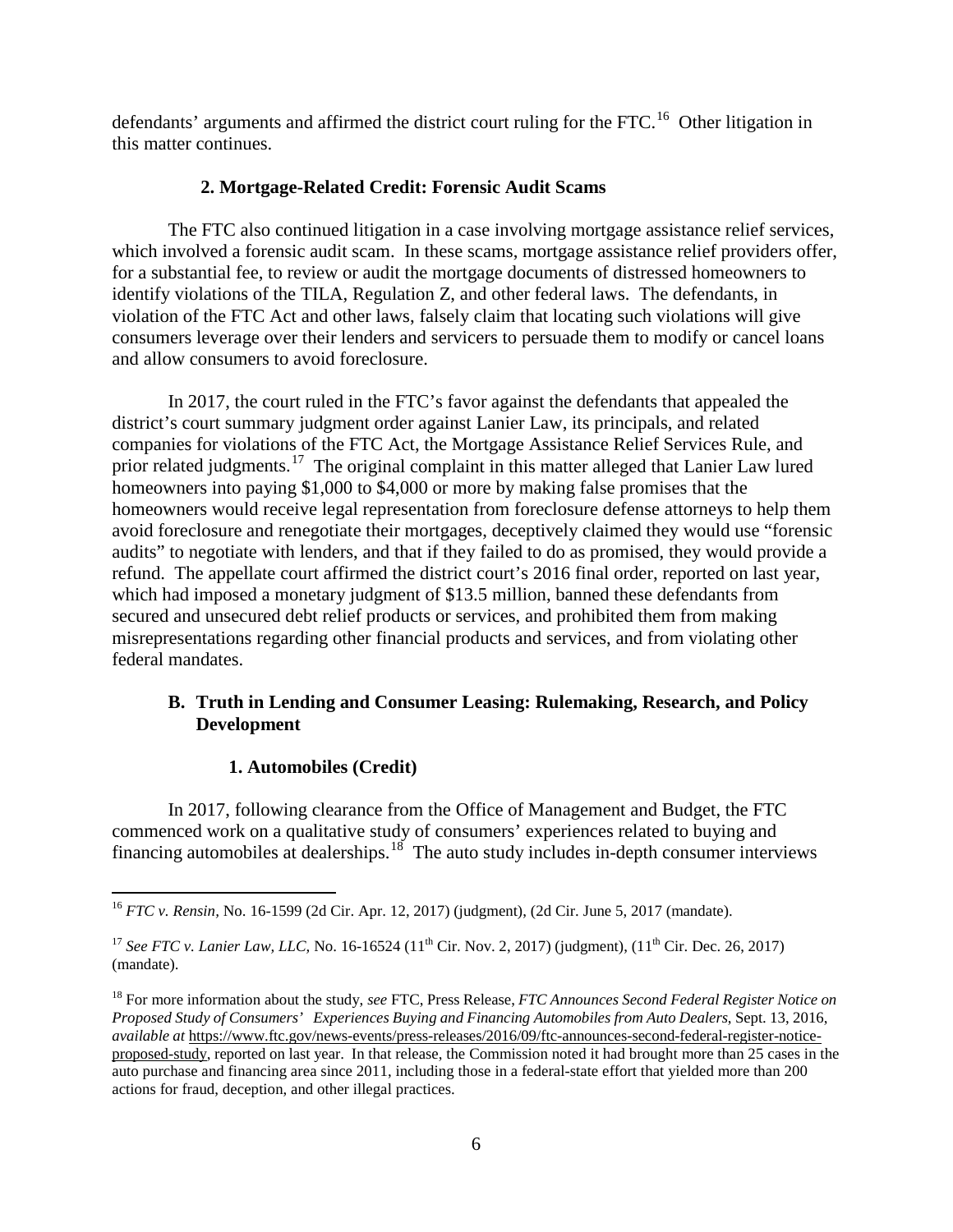defendants' arguments and affirmed the district court ruling for the FTC.[16] Other litigation in this matter continues.

### 2. Mortgage-Related Credit: Forensic Audit Scams

The FTC also continued litigation in a case involving mortgage assistance relief services, which involved a forensic audit scam. In these scams, mortgage assistance relief providers offer, for a substantial fee, to review or audit the mortgage documents of distressed homeowners to identify violations of the TILA, Regulation Z, and other federal laws. The defendants, in violation of the FTC Act and other laws, falsely claim that locating such violations will give consumers leverage over their lenders and servicers to persuade them to modify or cancel loans and allow consumers to avoid foreclosure.

In 2017, the court ruled in the FTC's favor against the defendants that appealed the district's court summary judgment order against Lanier Law, its principals, and related companies for violations of the FTC Act, the Mortgage Assistance Relief Services Rule, and prior related judgments.[17] The original complaint in this matter alleged that Lanier Law lured homeowners into paying $1,000 to $4,000 or more by making false promises that the homeowners would receive legal representation from foreclosure defense attorneys to help them avoid foreclosure and renegotiate their mortgages, deceptively claimed they would use "forensic audits" to negotiate with lenders, and that if they failed to do as promised, they would provide a refund. The appellate court affirmed the district court's 2016 final order, reported on last year, which had imposed a monetary judgment of $13.5 million, banned these defendants from secured and unsecured debt relief products or services, and prohibited them from making misrepresentations regarding other financial products and services, and from violating other federal mandates.

## B. Truth in Lending and Consumer Leasing: Rulemaking, Research, and Policy Development

### 1. Automobiles (Credit)

In 2017, following clearance from the Office of Management and Budget, the FTC commenced work on a qualitative study of consumers' experiences related to buying and financing automobiles at dealerships.[18] The auto study includes in-depth consumer interviews

---

[16] *FTC v. Rensin*, No. 16-1599 (2d Cir. Apr. 12, 2017) (judgment), (2d Cir. June 5, 2017 (mandate).

[17] *See FTC v. Lanier Law, LLC*, No. 16-16524 (11th Cir. Nov. 2, 2017) (judgment), (11th Cir. Dec. 26, 2017) (mandate).

[18] For more information about the study, *see* FTC, Press Release, *FTC Announces Second Federal Register Notice on Proposed Study of Consumers' Experiences Buying and Financing Automobiles from Auto Dealers*, Sept. 13, 2016, *available at* https://www.ftc.gov/news-events/press-releases/2016/09/ftc-announces-second-federal-register-notice-proposed-study, reported on last year. In that release, the Commission noted it had brought more than 25 cases in the auto purchase and financing area since 2011, including those in a federal-state effort that yielded more than 200 actions for fraud, deception, and other illegal practices.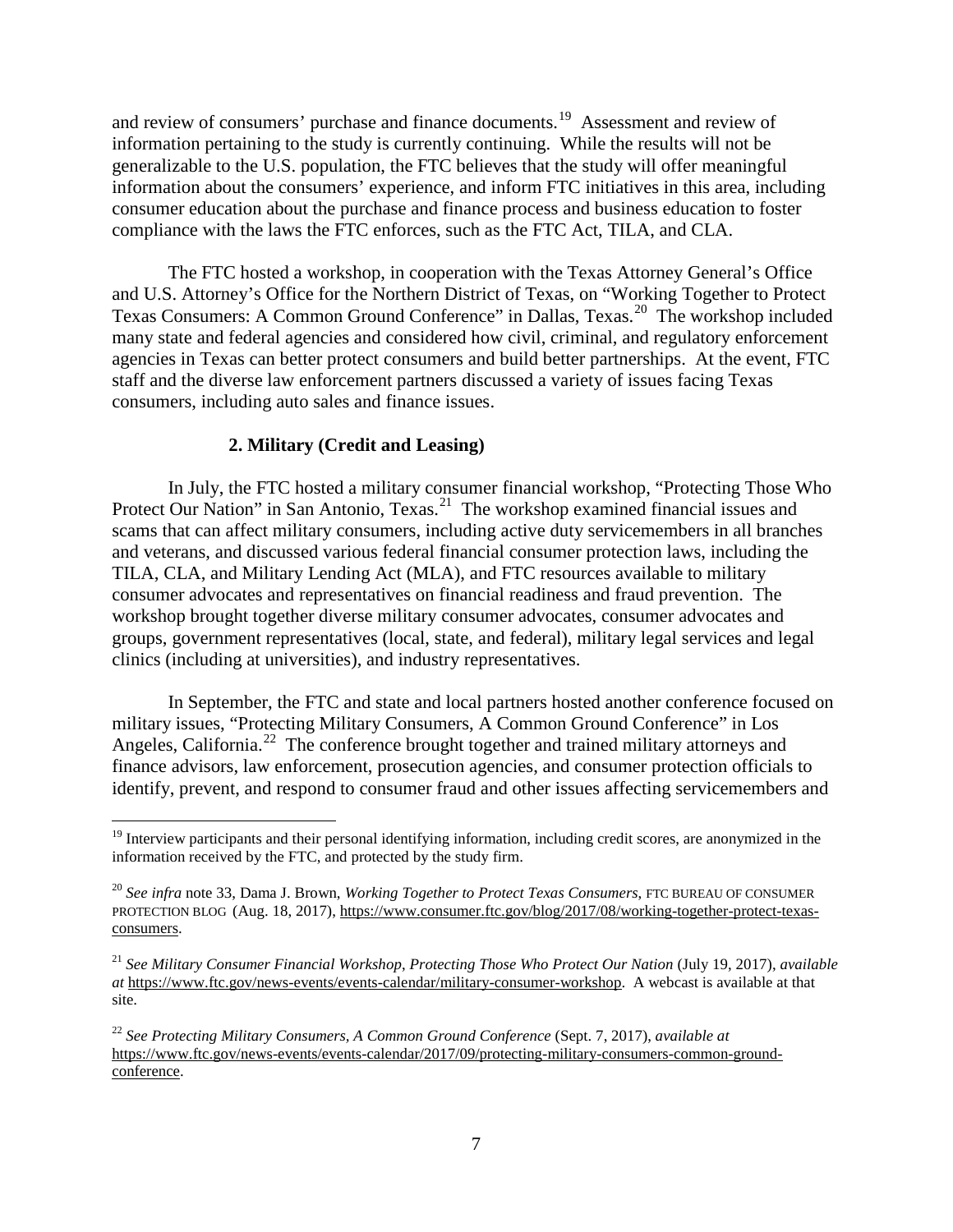and review of consumers' purchase and finance documents.[19] Assessment and review of information pertaining to the study is currently continuing. While the results will not be generalizable to the U.S. population, the FTC believes that the study will offer meaningful information about the consumers' experience, and inform FTC initiatives in this area, including consumer education about the purchase and finance process and business education to foster compliance with the laws the FTC enforces, such as the FTC Act, TILA, and CLA.

The FTC hosted a workshop, in cooperation with the Texas Attorney General's Office and U.S. Attorney's Office for the Northern District of Texas, on "Working Together to Protect Texas Consumers: A Common Ground Conference" in Dallas, Texas.[20] The workshop included many state and federal agencies and considered how civil, criminal, and regulatory enforcement agencies in Texas can better protect consumers and build better partnerships. At the event, FTC staff and the diverse law enforcement partners discussed a variety of issues facing Texas consumers, including auto sales and finance issues.

### 2. Military (Credit and Leasing)

In July, the FTC hosted a military consumer financial workshop, "Protecting Those Who Protect Our Nation" in San Antonio, Texas.[21] The workshop examined financial issues and scams that can affect military consumers, including active duty servicemembers in all branches and veterans, and discussed various federal financial consumer protection laws, including the TILA, CLA, and Military Lending Act (MLA), and FTC resources available to military consumer advocates and representatives on financial readiness and fraud prevention. The workshop brought together diverse military consumer advocates, consumer advocates and groups, government representatives (local, state, and federal), military legal services and legal clinics (including at universities), and industry representatives.

In September, the FTC and state and local partners hosted another conference focused on military issues, "Protecting Military Consumers, A Common Ground Conference" in Los Angeles, California.[22] The conference brought together and trained military attorneys and finance advisors, law enforcement, prosecution agencies, and consumer protection officials to identify, prevent, and respond to consumer fraud and other issues affecting servicemembers and

---

[19] Interview participants and their personal identifying information, including credit scores, are anonymized in the information received by the FTC, and protected by the study firm.

[20] *See infra* note 33, Dama J. Brown, *Working Together to Protect Texas Consumers*, FTC BUREAU OF CONSUMER PROTECTION BLOG (Aug. 18, 2017), https://www.consumer.ftc.gov/blog/2017/08/working-together-protect-texas-consumers.

[21] *See Military Consumer Financial Workshop, Protecting Those Who Protect Our Nation* (July 19, 2017), *available at* https://www.ftc.gov/news-events/events-calendar/military-consumer-workshop. A webcast is available at that site.

[22] *See Protecting Military Consumers, A Common Ground Conference* (Sept. 7, 2017), *available at* https://www.ftc.gov/news-events/events-calendar/2017/09/protecting-military-consumers-common-ground-conference.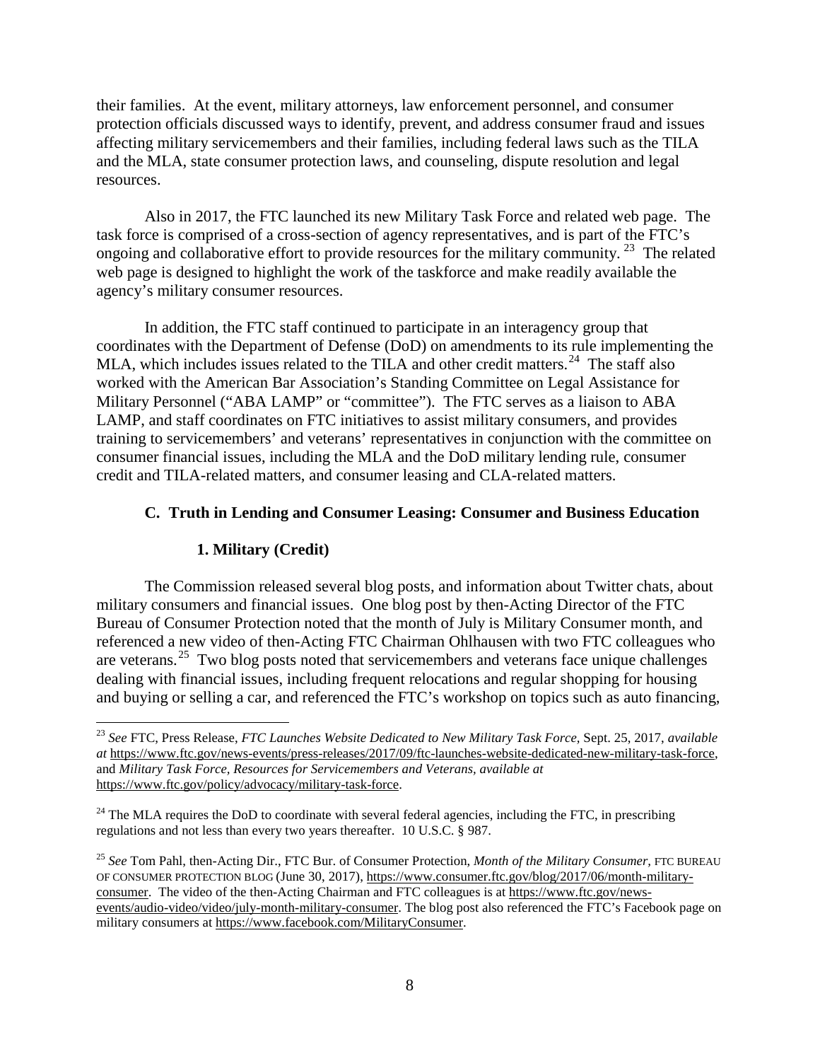their families. At the event, military attorneys, law enforcement personnel, and consumer protection officials discussed ways to identify, prevent, and address consumer fraud and issues affecting military servicemembers and their families, including federal laws such as the TILA and the MLA, state consumer protection laws, and counseling, dispute resolution and legal resources.

Also in 2017, the FTC launched its new Military Task Force and related web page. The task force is comprised of a cross-section of agency representatives, and is part of the FTC's ongoing and collaborative effort to provide resources for the military community.[23] The related web page is designed to highlight the work of the taskforce and make readily available the agency's military consumer resources.

In addition, the FTC staff continued to participate in an interagency group that coordinates with the Department of Defense (DoD) on amendments to its rule implementing the MLA, which includes issues related to the TILA and other credit matters.[24] The staff also worked with the American Bar Association's Standing Committee on Legal Assistance for Military Personnel ("ABA LAMP" or "committee"). The FTC serves as a liaison to ABA LAMP, and staff coordinates on FTC initiatives to assist military consumers, and provides training to servicemembers' and veterans' representatives in conjunction with the committee on consumer financial issues, including the MLA and the DoD military lending rule, consumer credit and TILA-related matters, and consumer leasing and CLA-related matters.

### C. Truth in Lending and Consumer Leasing: Consumer and Business Education

#### 1. Military (Credit)

The Commission released several blog posts, and information about Twitter chats, about military consumers and financial issues. One blog post by then-Acting Director of the FTC Bureau of Consumer Protection noted that the month of July is Military Consumer month, and referenced a new video of then-Acting FTC Chairman Ohlhausen with two FTC colleagues who are veterans.[25] Two blog posts noted that servicemembers and veterans face unique challenges dealing with financial issues, including frequent relocations and regular shopping for housing and buying or selling a car, and referenced the FTC's workshop on topics such as auto financing,

---

[23] *See* FTC, Press Release, *FTC Launches Website Dedicated to New Military Task Force,* Sept. 25, 2017, *available at* https://www.ftc.gov/news-events/press-releases/2017/09/ftc-launches-website-dedicated-new-military-task-force, and *Military Task Force, Resources for Servicemembers and Veterans, available at* https://www.ftc.gov/policy/advocacy/military-task-force.

[24] The MLA requires the DoD to coordinate with several federal agencies, including the FTC, in prescribing regulations and not less than every two years thereafter. 10 U.S.C. § 987.

[25] *See* Tom Pahl, then-Acting Dir., FTC Bur. of Consumer Protection, *Month of the Military Consumer*, FTC BUREAU OF CONSUMER PROTECTION BLOG (June 30, 2017), https://www.consumer.ftc.gov/blog/2017/06/month-military-consumer. The video of the then-Acting Chairman and FTC colleagues is at https://www.ftc.gov/news-events/audio-video/video/july-month-military-consumer. The blog post also referenced the FTC's Facebook page on military consumers at https://www.facebook.com/MilitaryConsumer.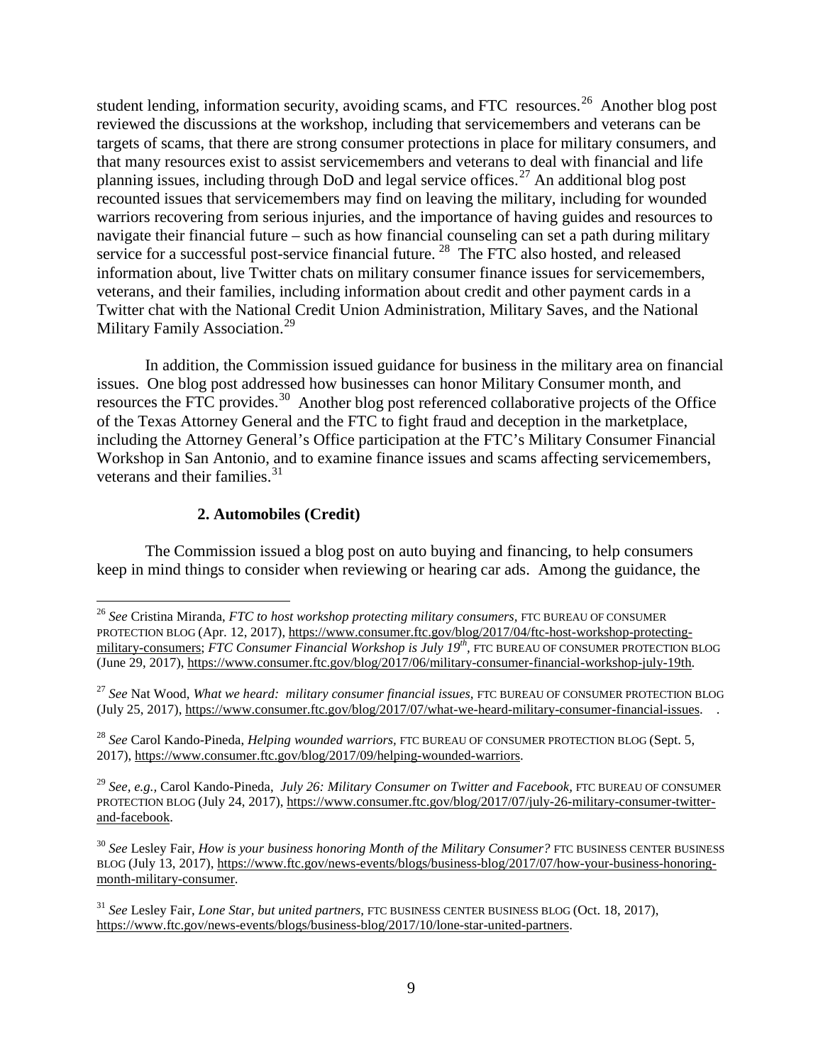student lending, information security, avoiding scams, and FTC resources.[26] Another blog post reviewed the discussions at the workshop, including that servicemembers and veterans can be targets of scams, that there are strong consumer protections in place for military consumers, and that many resources exist to assist servicemembers and veterans to deal with financial and life planning issues, including through DoD and legal service offices.[27] An additional blog post recounted issues that servicemembers may find on leaving the military, including for wounded warriors recovering from serious injuries, and the importance of having guides and resources to navigate their financial future – such as how financial counseling can set a path during military service for a successful post-service financial future.[28] The FTC also hosted, and released information about, live Twitter chats on military consumer finance issues for servicemembers, veterans, and their families, including information about credit and other payment cards in a Twitter chat with the National Credit Union Administration, Military Saves, and the National Military Family Association.[29]

In addition, the Commission issued guidance for business in the military area on financial issues. One blog post addressed how businesses can honor Military Consumer month, and resources the FTC provides.[30] Another blog post referenced collaborative projects of the Office of the Texas Attorney General and the FTC to fight fraud and deception in the marketplace, including the Attorney General's Office participation at the FTC's Military Consumer Financial Workshop in San Antonio, and to examine finance issues and scams affecting servicemembers, veterans and their families.[31]

### 2. Automobiles (Credit)

The Commission issued a blog post on auto buying and financing, to help consumers keep in mind things to consider when reviewing or hearing car ads. Among the guidance, the

---

[26] *See* Cristina Miranda, *FTC to host workshop protecting military consumers,* FTC BUREAU OF CONSUMER PROTECTION BLOG (Apr. 12, 2017), https://www.consumer.ftc.gov/blog/2017/04/ftc-host-workshop-protecting-military-consumers; *FTC Consumer Financial Workshop is July 19th*, FTC BUREAU OF CONSUMER PROTECTION BLOG (June 29, 2017), https://www.consumer.ftc.gov/blog/2017/06/military-consumer-financial-workshop-july-19th.

[27] *See* Nat Wood, *What we heard: military consumer financial issues,* FTC BUREAU OF CONSUMER PROTECTION BLOG (July 25, 2017), https://www.consumer.ftc.gov/blog/2017/07/what-we-heard-military-consumer-financial-issues.

[28] *See* Carol Kando-Pineda, *Helping wounded warriors,* FTC BUREAU OF CONSUMER PROTECTION BLOG (Sept. 5, 2017), https://www.consumer.ftc.gov/blog/2017/09/helping-wounded-warriors.

[29] *See, e.g.,* Carol Kando-Pineda, *July 26: Military Consumer on Twitter and Facebook,* FTC BUREAU OF CONSUMER PROTECTION BLOG (July 24, 2017), https://www.consumer.ftc.gov/blog/2017/07/july-26-military-consumer-twitter-and-facebook.

[30] *See* Lesley Fair, *How is your business honoring Month of the Military Consumer?* FTC BUSINESS CENTER BUSINESS BLOG (July 13, 2017), https://www.ftc.gov/news-events/blogs/business-blog/2017/07/how-your-business-honoring-month-military-consumer.

[31] *See* Lesley Fair, *Lone Star, but united partners,* FTC BUSINESS CENTER BUSINESS BLOG (Oct. 18, 2017), https://www.ftc.gov/news-events/blogs/business-blog/2017/10/lone-star-united-partners.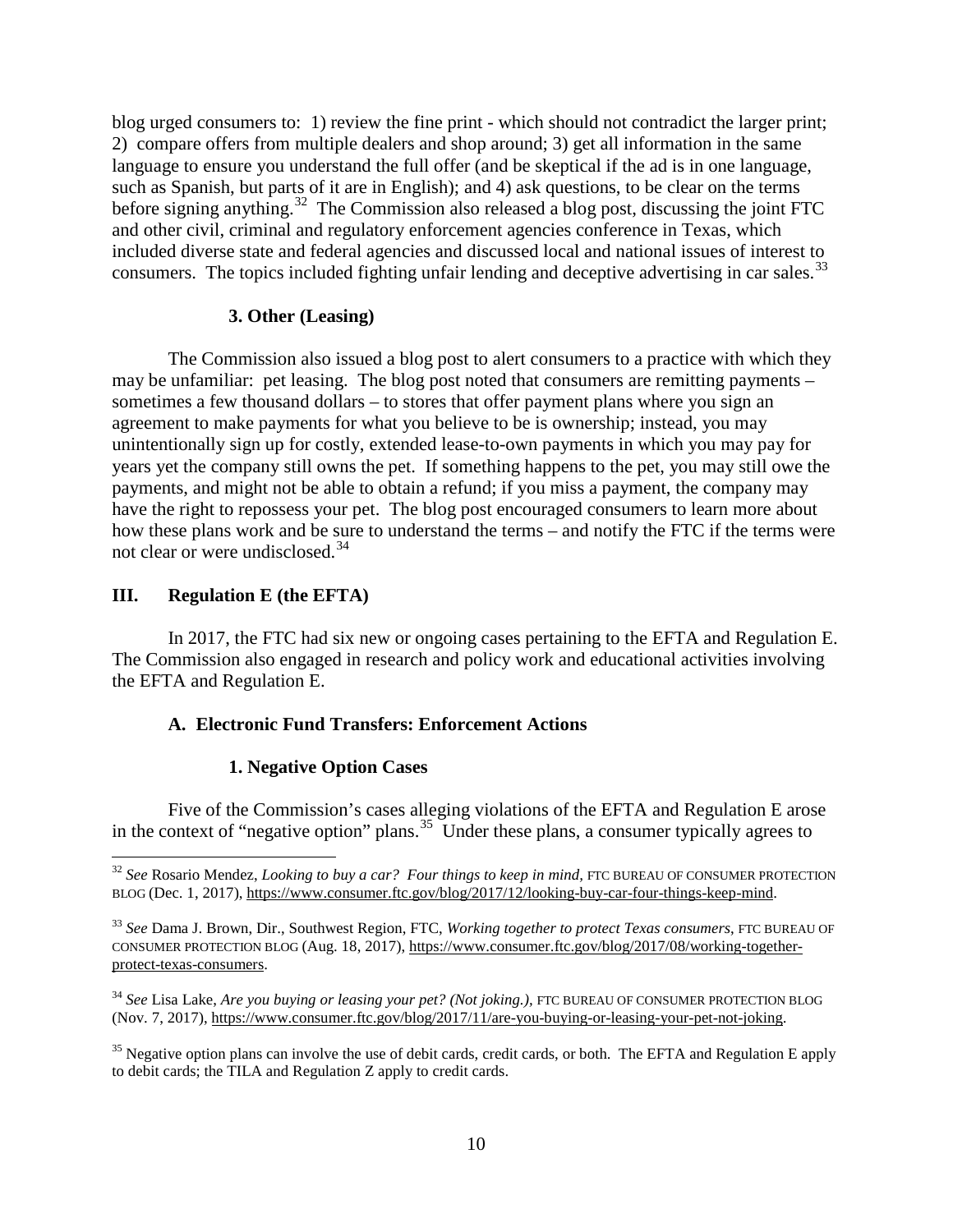blog urged consumers to: 1) review the fine print - which should not contradict the larger print; 2) compare offers from multiple dealers and shop around; 3) get all information in the same language to ensure you understand the full offer (and be skeptical if the ad is in one language, such as Spanish, but parts of it are in English); and 4) ask questions, to be clear on the terms before signing anything.[32] The Commission also released a blog post, discussing the joint FTC and other civil, criminal and regulatory enforcement agencies conference in Texas, which included diverse state and federal agencies and discussed local and national issues of interest to consumers. The topics included fighting unfair lending and deceptive advertising in car sales.[33]

#### 3. Other (Leasing)

The Commission also issued a blog post to alert consumers to a practice with which they may be unfamiliar: pet leasing. The blog post noted that consumers are remitting payments – sometimes a few thousand dollars – to stores that offer payment plans where you sign an agreement to make payments for what you believe to be is ownership; instead, you may unintentionally sign up for costly, extended lease-to-own payments in which you may pay for years yet the company still owns the pet. If something happens to the pet, you may still owe the payments, and might not be able to obtain a refund; if you miss a payment, the company may have the right to repossess your pet. The blog post encouraged consumers to learn more about how these plans work and be sure to understand the terms – and notify the FTC if the terms were not clear or were undisclosed.[34]

## III. Regulation E (the EFTA)

In 2017, the FTC had six new or ongoing cases pertaining to the EFTA and Regulation E. The Commission also engaged in research and policy work and educational activities involving the EFTA and Regulation E.

### A. Electronic Fund Transfers: Enforcement Actions

#### 1. Negative Option Cases

Five of the Commission's cases alleging violations of the EFTA and Regulation E arose in the context of "negative option" plans.[35] Under these plans, a consumer typically agrees to

---

[32] *See* Rosario Mendez, *Looking to buy a car? Four things to keep in mind*, FTC BUREAU OF CONSUMER PROTECTION BLOG (Dec. 1, 2017), https://www.consumer.ftc.gov/blog/2017/12/looking-buy-car-four-things-keep-mind.

[33] *See* Dama J. Brown, Dir., Southwest Region, FTC, *Working together to protect Texas consumers*, FTC BUREAU OF CONSUMER PROTECTION BLOG (Aug. 18, 2017), https://www.consumer.ftc.gov/blog/2017/08/working-together-protect-texas-consumers.

[34] *See* Lisa Lake, *Are you buying or leasing your pet? (Not joking.)*, FTC BUREAU OF CONSUMER PROTECTION BLOG (Nov. 7, 2017), https://www.consumer.ftc.gov/blog/2017/11/are-you-buying-or-leasing-your-pet-not-joking.

[35] Negative option plans can involve the use of debit cards, credit cards, or both. The EFTA and Regulation E apply to debit cards; the TILA and Regulation Z apply to credit cards.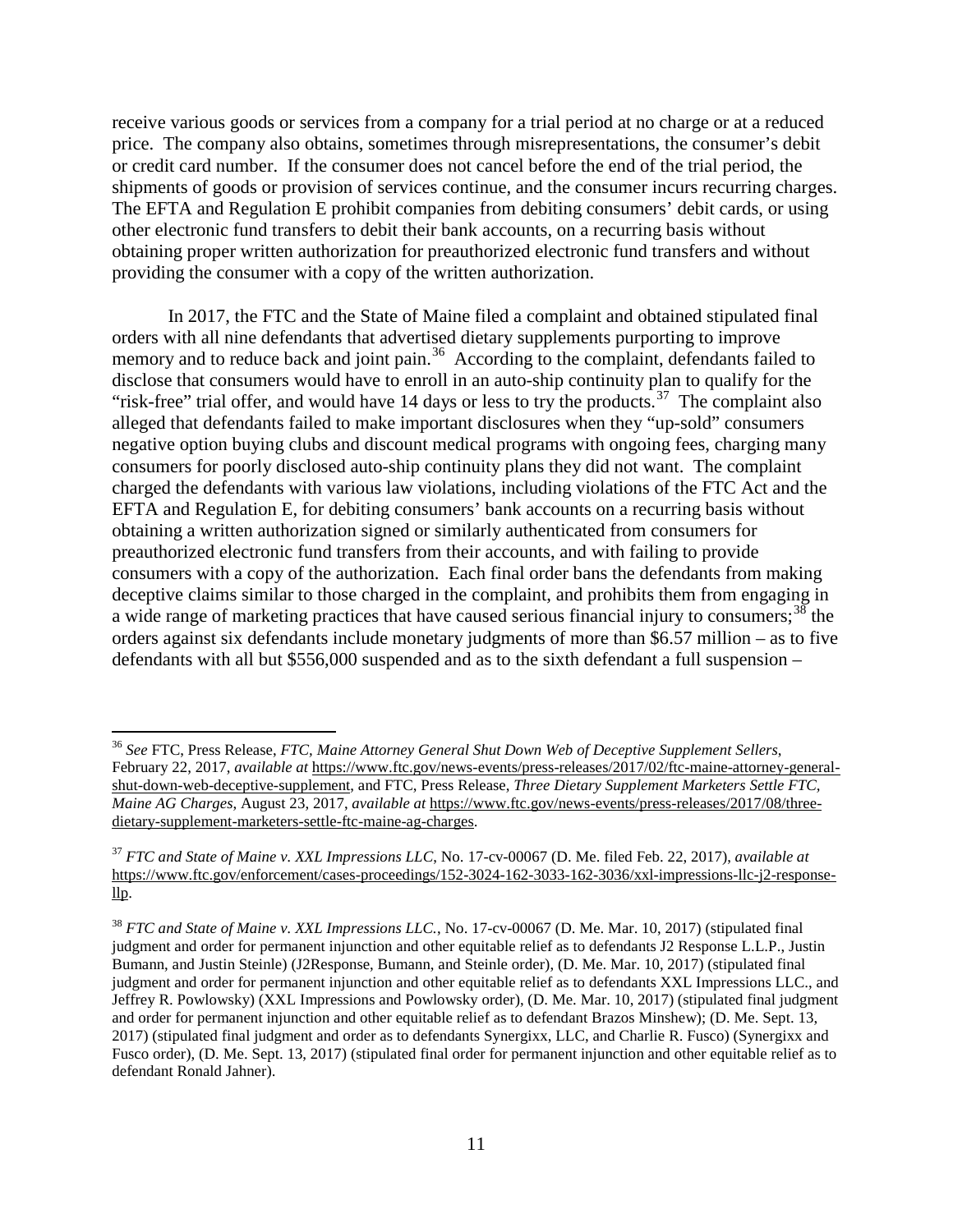receive various goods or services from a company for a trial period at no charge or at a reduced price. The company also obtains, sometimes through misrepresentations, the consumer's debit or credit card number. If the consumer does not cancel before the end of the trial period, the shipments of goods or provision of services continue, and the consumer incurs recurring charges. The EFTA and Regulation E prohibit companies from debiting consumers' debit cards, or using other electronic fund transfers to debit their bank accounts, on a recurring basis without obtaining proper written authorization for preauthorized electronic fund transfers and without providing the consumer with a copy of the written authorization.

In 2017, the FTC and the State of Maine filed a complaint and obtained stipulated final orders with all nine defendants that advertised dietary supplements purporting to improve memory and to reduce back and joint pain.[36] According to the complaint, defendants failed to disclose that consumers would have to enroll in an auto-ship continuity plan to qualify for the "risk-free" trial offer, and would have 14 days or less to try the products.[37] The complaint also alleged that defendants failed to make important disclosures when they "up-sold" consumers negative option buying clubs and discount medical programs with ongoing fees, charging many consumers for poorly disclosed auto-ship continuity plans they did not want. The complaint charged the defendants with various law violations, including violations of the FTC Act and the EFTA and Regulation E, for debiting consumers' bank accounts on a recurring basis without obtaining a written authorization signed or similarly authenticated from consumers for preauthorized electronic fund transfers from their accounts, and with failing to provide consumers with a copy of the authorization. Each final order bans the defendants from making deceptive claims similar to those charged in the complaint, and prohibits them from engaging in a wide range of marketing practices that have caused serious financial injury to consumers;[38] the orders against six defendants include monetary judgments of more than \$6.57 million – as to five defendants with all but \$556,000 suspended and as to the sixth defendant a full suspension –

---

[36] *See* FTC, Press Release, *FTC, Maine Attorney General Shut Down Web of Deceptive Supplement Sellers*, February 22, 2017, *available at* https://www.ftc.gov/news-events/press-releases/2017/02/ftc-maine-attorney-general-shut-down-web-deceptive-supplement, and FTC, Press Release, *Three Dietary Supplement Marketers Settle FTC, Maine AG Charges*, August 23, 2017, *available at* https://www.ftc.gov/news-events/press-releases/2017/08/three-dietary-supplement-marketers-settle-ftc-maine-ag-charges.

[37] *FTC and State of Maine v. XXL Impressions LLC*, No. 17-cv-00067 (D. Me. filed Feb. 22, 2017), *available at* https://www.ftc.gov/enforcement/cases-proceedings/152-3024-162-3033-162-3036/xxl-impressions-llc-j2-response-llp.

[38] *FTC and State of Maine v. XXL Impressions LLC.*, No. 17-cv-00067 (D. Me. Mar. 10, 2017) (stipulated final judgment and order for permanent injunction and other equitable relief as to defendants J2 Response L.L.P., Justin Bumann, and Justin Steinle) (J2Response, Bumann, and Steinle order), (D. Me. Mar. 10, 2017) (stipulated final judgment and order for permanent injunction and other equitable relief as to defendants XXL Impressions LLC., and Jeffrey R. Powlowsky) (XXL Impressions and Powlowsky order), (D. Me. Mar. 10, 2017) (stipulated final judgment and order for permanent injunction and other equitable relief as to defendant Brazos Minshew); (D. Me. Sept. 13, 2017) (stipulated final judgment and order as to defendants Synergixx, LLC, and Charlie R. Fusco) (Synergixx and Fusco order), (D. Me. Sept. 13, 2017) (stipulated final order for permanent injunction and other equitable relief as to defendant Ronald Jahner).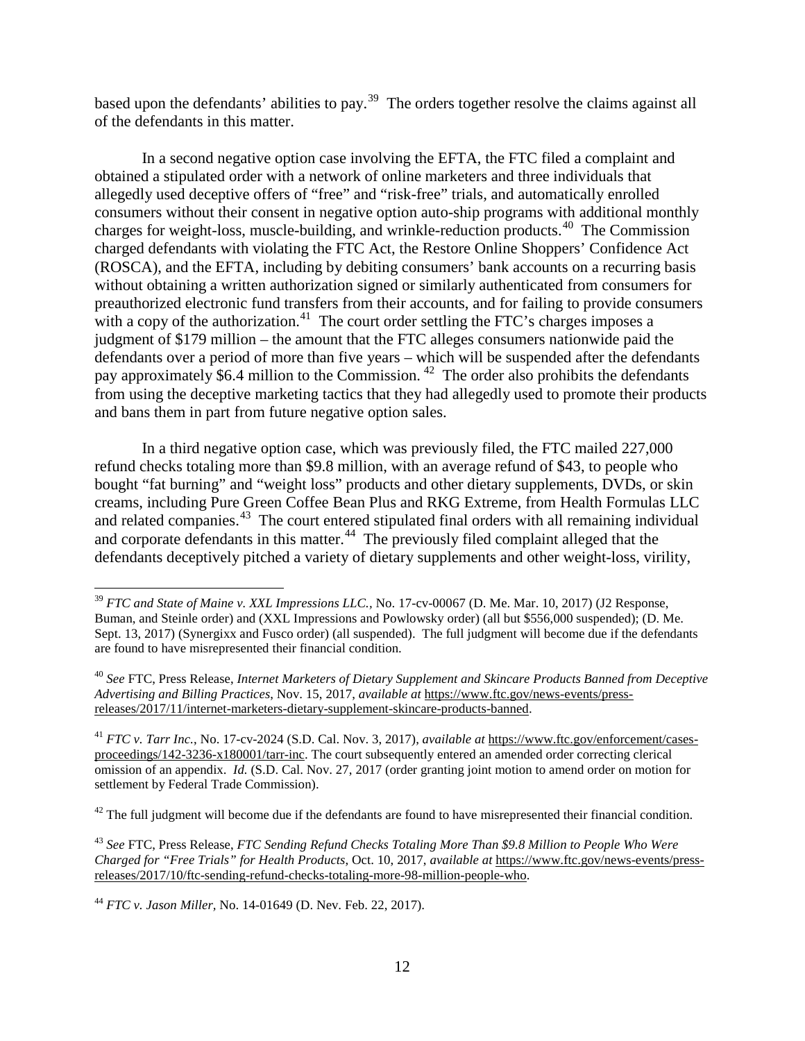based upon the defendants' abilities to pay.[39] The orders together resolve the claims against all of the defendants in this matter.

In a second negative option case involving the EFTA, the FTC filed a complaint and obtained a stipulated order with a network of online marketers and three individuals that allegedly used deceptive offers of "free" and "risk-free" trials, and automatically enrolled consumers without their consent in negative option auto-ship programs with additional monthly charges for weight-loss, muscle-building, and wrinkle-reduction products.[40] The Commission charged defendants with violating the FTC Act, the Restore Online Shoppers' Confidence Act (ROSCA), and the EFTA, including by debiting consumers' bank accounts on a recurring basis without obtaining a written authorization signed or similarly authenticated from consumers for preauthorized electronic fund transfers from their accounts, and for failing to provide consumers with a copy of the authorization.[41] The court order settling the FTC's charges imposes a judgment of $179 million – the amount that the FTC alleges consumers nationwide paid the defendants over a period of more than five years – which will be suspended after the defendants pay approximately $6.4 million to the Commission.[42] The order also prohibits the defendants from using the deceptive marketing tactics that they had allegedly used to promote their products and bans them in part from future negative option sales.

In a third negative option case, which was previously filed, the FTC mailed 227,000 refund checks totaling more than $9.8 million, with an average refund of $43, to people who bought "fat burning" and "weight loss" products and other dietary supplements, DVDs, or skin creams, including Pure Green Coffee Bean Plus and RKG Extreme, from Health Formulas LLC and related companies.[43] The court entered stipulated final orders with all remaining individual and corporate defendants in this matter.[44] The previously filed complaint alleged that the defendants deceptively pitched a variety of dietary supplements and other weight-loss, virility,

---

[39] *FTC and State of Maine v. XXL Impressions LLC.*, No. 17-cv-00067 (D. Me. Mar. 10, 2017) (J2 Response, Buman, and Steinle order) and (XXL Impressions and Powlowsky order) (all but $556,000 suspended); (D. Me. Sept. 13, 2017) (Synergixx and Fusco order) (all suspended). The full judgment will become due if the defendants are found to have misrepresented their financial condition.

[40] *See* FTC, Press Release, *Internet Marketers of Dietary Supplement and Skincare Products Banned from Deceptive Advertising and Billing Practices*, Nov. 15, 2017, *available at* https://www.ftc.gov/news-events/press-releases/2017/11/internet-marketers-dietary-supplement-skincare-products-banned.

[41] *FTC v. Tarr Inc.*, No. 17-cv-2024 (S.D. Cal. Nov. 3, 2017), *available at* https://www.ftc.gov/enforcement/cases-proceedings/142-3236-x180001/tarr-inc. The court subsequently entered an amended order correcting clerical omission of an appendix. *Id.* (S.D. Cal. Nov. 27, 2017 (order granting joint motion to amend order on motion for settlement by Federal Trade Commission).

[42] The full judgment will become due if the defendants are found to have misrepresented their financial condition.

[43] *See* FTC, Press Release, *FTC Sending Refund Checks Totaling More Than $9.8 Million to People Who Were Charged for "Free Trials" for Health Products*, Oct. 10, 2017, *available at* https://www.ftc.gov/news-events/press-releases/2017/10/ftc-sending-refund-checks-totaling-more-98-million-people-who.

[44] *FTC v. Jason Miller*, No. 14-01649 (D. Nev. Feb. 22, 2017).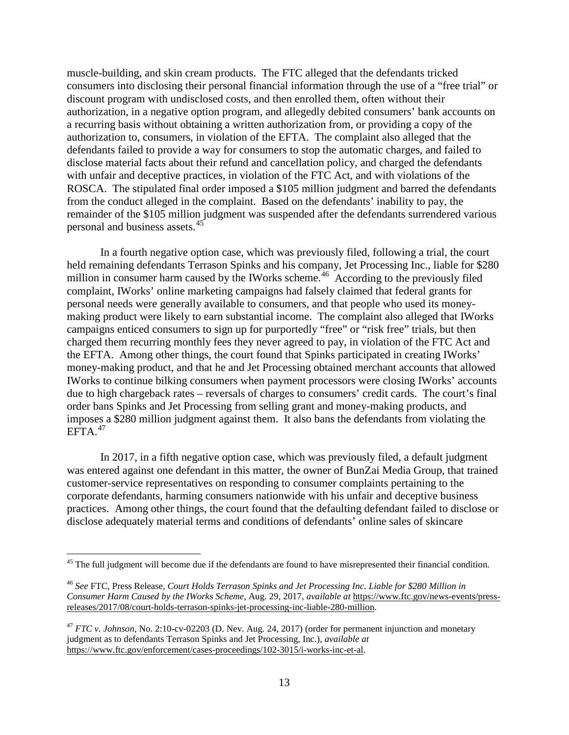muscle-building, and skin cream products. The FTC alleged that the defendants tricked consumers into disclosing their personal financial information through the use of a "free trial" or discount program with undisclosed costs, and then enrolled them, often without their authorization, in a negative option program, and allegedly debited consumers' bank accounts on a recurring basis without obtaining a written authorization from, or providing a copy of the authorization to, consumers, in violation of the EFTA. The complaint also alleged that the defendants failed to provide a way for consumers to stop the automatic charges, and failed to disclose material facts about their refund and cancellation policy, and charged the defendants with unfair and deceptive practices, in violation of the FTC Act, and with violations of the ROSCA. The stipulated final order imposed a $105 million judgment and barred the defendants from the conduct alleged in the complaint. Based on the defendants' inability to pay, the remainder of the $105 million judgment was suspended after the defendants surrendered various personal and business assets.[45]

In a fourth negative option case, which was previously filed, following a trial, the court held remaining defendants Terrason Spinks and his company, Jet Processing Inc., liable for $280 million in consumer harm caused by the IWorks scheme.[46] According to the previously filed complaint, IWorks' online marketing campaigns had falsely claimed that federal grants for personal needs were generally available to consumers, and that people who used its money-making product were likely to earn substantial income. The complaint also alleged that IWorks campaigns enticed consumers to sign up for purportedly "free" or "risk free" trials, but then charged them recurring monthly fees they never agreed to pay, in violation of the FTC Act and the EFTA. Among other things, the court found that Spinks participated in creating IWorks' money-making product, and that he and Jet Processing obtained merchant accounts that allowed IWorks to continue bilking consumers when payment processors were closing IWorks' accounts due to high chargeback rates – reversals of charges to consumers' credit cards. The court's final order bans Spinks and Jet Processing from selling grant and money-making products, and imposes a $280 million judgment against them. It also bans the defendants from violating the EFTA.[47]

In 2017, in a fifth negative option case, which was previously filed, a default judgment was entered against one defendant in this matter, the owner of BunZai Media Group, that trained customer-service representatives on responding to consumer complaints pertaining to the corporate defendants, harming consumers nationwide with his unfair and deceptive business practices. Among other things, the court found that the defaulting defendant failed to disclose or disclose adequately material terms and conditions of defendants' online sales of skincare

---

[45] The full judgment will become due if the defendants are found to have misrepresented their financial condition.

[46] *See* FTC, Press Release, *Court Holds Terrason Spinks and Jet Processing Inc. Liable for $280 Million in Consumer Harm Caused by the IWorks Scheme*, Aug. 29, 2017, *available at* https://www.ftc.gov/news-events/press-releases/2017/08/court-holds-terrason-spinks-jet-processing-inc-liable-280-million.

[47] *FTC v. Johnson*, No. 2:10-cv-02203 (D. Nev. Aug. 24, 2017) (order for permanent injunction and monetary judgment as to defendants Terrason Spinks and Jet Processing, Inc.), *available at* https://www.ftc.gov/enforcement/cases-proceedings/102-3015/i-works-inc-et-al.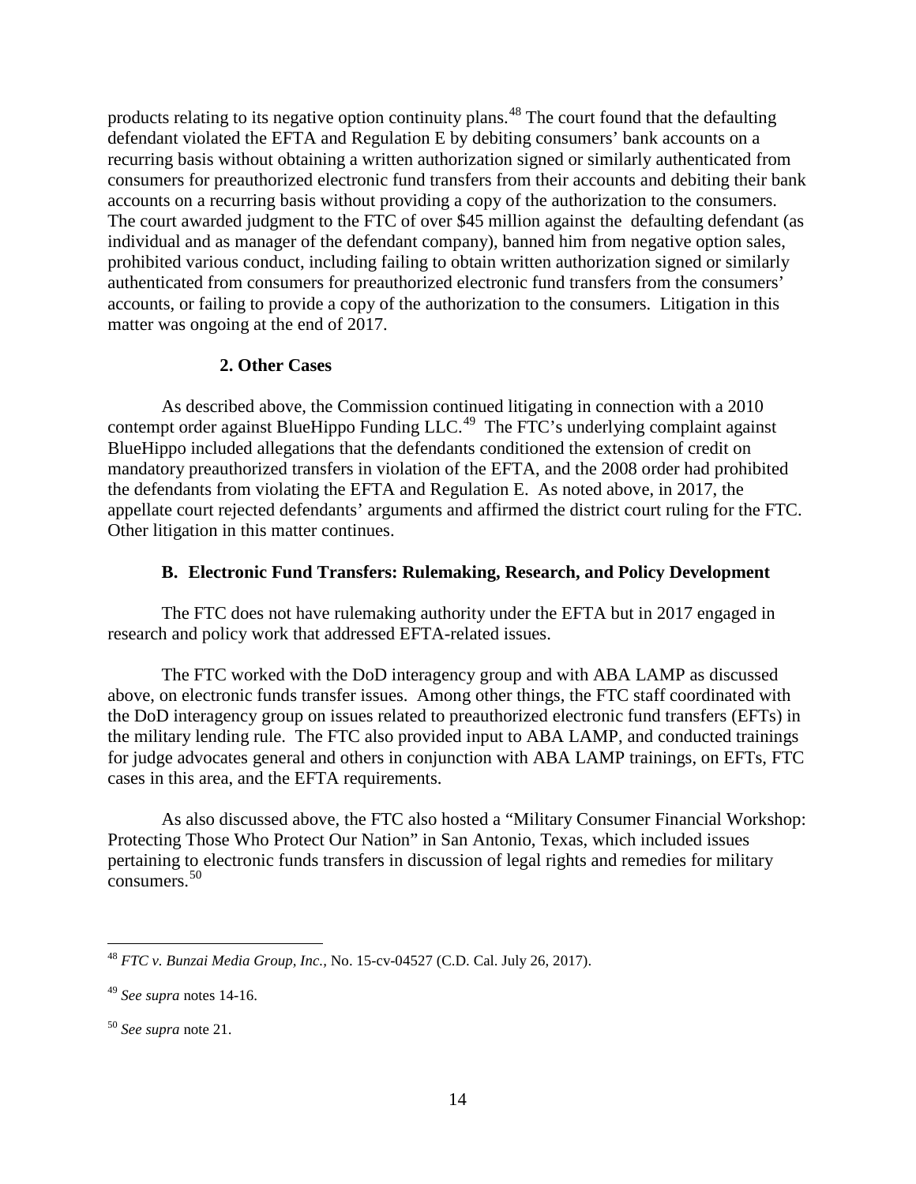products relating to its negative option continuity plans.[48] The court found that the defaulting defendant violated the EFTA and Regulation E by debiting consumers' bank accounts on a recurring basis without obtaining a written authorization signed or similarly authenticated from consumers for preauthorized electronic fund transfers from their accounts and debiting their bank accounts on a recurring basis without providing a copy of the authorization to the consumers. The court awarded judgment to the FTC of over $45 million against the defaulting defendant (as individual and as manager of the defendant company), banned him from negative option sales, prohibited various conduct, including failing to obtain written authorization signed or similarly authenticated from consumers for preauthorized electronic fund transfers from the consumers' accounts, or failing to provide a copy of the authorization to the consumers. Litigation in this matter was ongoing at the end of 2017.

#### 2. Other Cases

As described above, the Commission continued litigating in connection with a 2010 contempt order against BlueHippo Funding LLC.[49] The FTC's underlying complaint against BlueHippo included allegations that the defendants conditioned the extension of credit on mandatory preauthorized transfers in violation of the EFTA, and the 2008 order had prohibited the defendants from violating the EFTA and Regulation E. As noted above, in 2017, the appellate court rejected defendants' arguments and affirmed the district court ruling for the FTC. Other litigation in this matter continues.

### B. Electronic Fund Transfers: Rulemaking, Research, and Policy Development

The FTC does not have rulemaking authority under the EFTA but in 2017 engaged in research and policy work that addressed EFTA-related issues.

The FTC worked with the DoD interagency group and with ABA LAMP as discussed above, on electronic funds transfer issues. Among other things, the FTC staff coordinated with the DoD interagency group on issues related to preauthorized electronic fund transfers (EFTs) in the military lending rule. The FTC also provided input to ABA LAMP, and conducted trainings for judge advocates general and others in conjunction with ABA LAMP trainings, on EFTs, FTC cases in this area, and the EFTA requirements.

As also discussed above, the FTC also hosted a "Military Consumer Financial Workshop: Protecting Those Who Protect Our Nation" in San Antonio, Texas, which included issues pertaining to electronic funds transfers in discussion of legal rights and remedies for military consumers.[50]

---

[48] *FTC v. Bunzai Media Group, Inc.*, No. 15-cv-04527 (C.D. Cal. July 26, 2017).

[49] *See supra* notes 14-16.

[50] *See supra* note 21.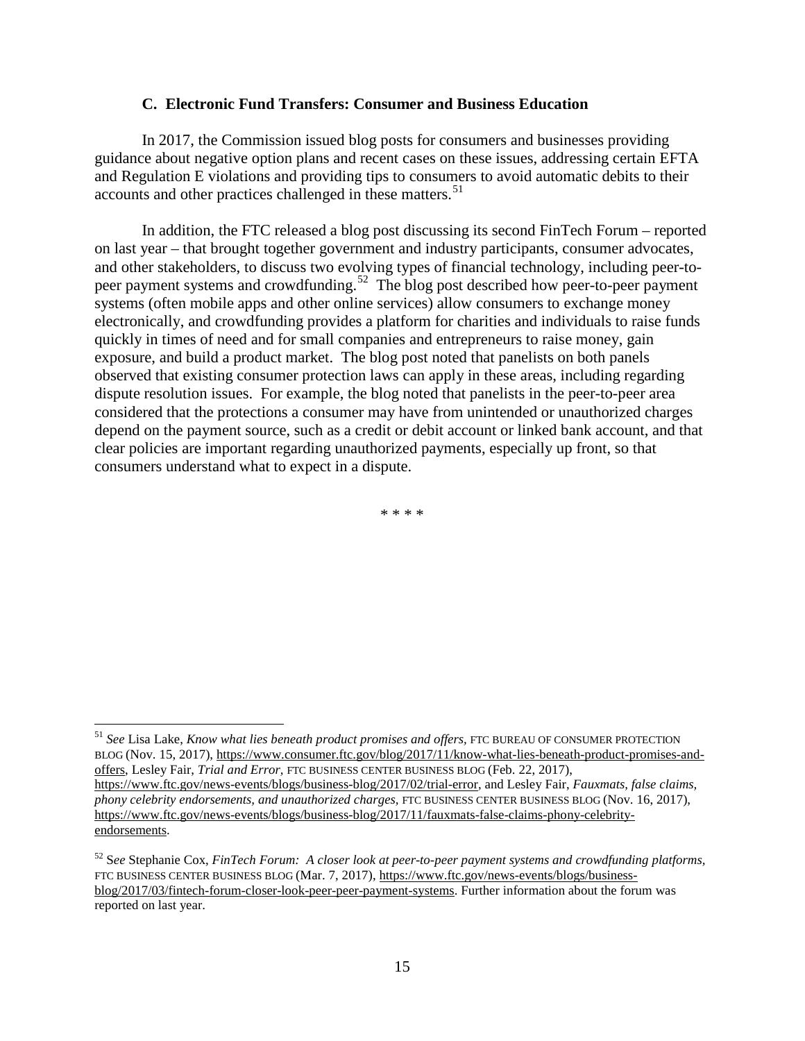### C. Electronic Fund Transfers: Consumer and Business Education

In 2017, the Commission issued blog posts for consumers and businesses providing guidance about negative option plans and recent cases on these issues, addressing certain EFTA and Regulation E violations and providing tips to consumers to avoid automatic debits to their accounts and other practices challenged in these matters.[51]

In addition, the FTC released a blog post discussing its second FinTech Forum – reported on last year – that brought together government and industry participants, consumer advocates, and other stakeholders, to discuss two evolving types of financial technology, including peer-to-peer payment systems and crowdfunding.[52] The blog post described how peer-to-peer payment systems (often mobile apps and other online services) allow consumers to exchange money electronically, and crowdfunding provides a platform for charities and individuals to raise funds quickly in times of need and for small companies and entrepreneurs to raise money, gain exposure, and build a product market. The blog post noted that panelists on both panels observed that existing consumer protection laws can apply in these areas, including regarding dispute resolution issues. For example, the blog noted that panelists in the peer-to-peer area considered that the protections a consumer may have from unintended or unauthorized charges depend on the payment source, such as a credit or debit account or linked bank account, and that clear policies are important regarding unauthorized payments, especially up front, so that consumers understand what to expect in a dispute.

\* \* \* \*

---

[51] *See* Lisa Lake, *Know what lies beneath product promises and offers,* FTC BUREAU OF CONSUMER PROTECTION BLOG (Nov. 15, 2017), https://www.consumer.ftc.gov/blog/2017/11/know-what-lies-beneath-product-promises-and-offers, Lesley Fair, *Trial and Error*, FTC BUSINESS CENTER BUSINESS BLOG (Feb. 22, 2017), https://www.ftc.gov/news-events/blogs/business-blog/2017/02/trial-error, and Lesley Fair, *Fauxmats, false claims, phony celebrity endorsements, and unauthorized charges,* FTC BUSINESS CENTER BUSINESS BLOG (Nov. 16, 2017), https://www.ftc.gov/news-events/blogs/business-blog/2017/11/fauxmats-false-claims-phony-celebrity-endorsements.

[52] S*ee* Stephanie Cox, *FinTech Forum: A closer look at peer-to-peer payment systems and crowdfunding platforms,* FTC BUSINESS CENTER BUSINESS BLOG (Mar. 7, 2017), https://www.ftc.gov/news-events/blogs/business-blog/2017/03/fintech-forum-closer-look-peer-peer-payment-systems. Further information about the forum was reported on last year.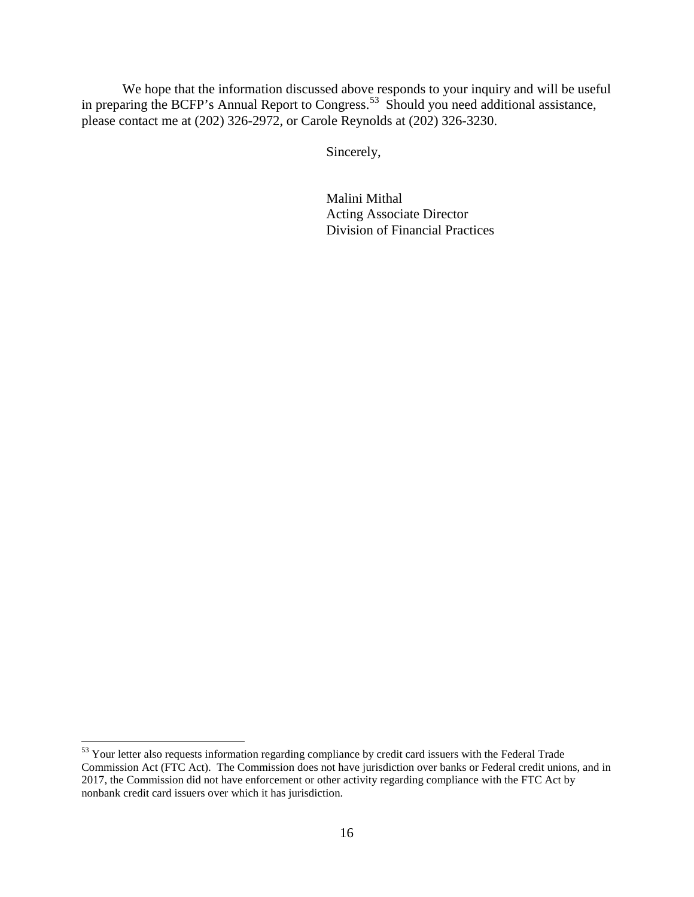We hope that the information discussed above responds to your inquiry and will be useful in preparing the BCFP's Annual Report to Congress.[53] Should you need additional assistance, please contact me at (202) 326-2972, or Carole Reynolds at (202) 326-3230.

Sincerely,

Malini Mithal  
Acting Associate Director  
Division of Financial Practices

---

[53] Your letter also requests information regarding compliance by credit card issuers with the Federal Trade Commission Act (FTC Act). The Commission does not have jurisdiction over banks or Federal credit unions, and in 2017, the Commission did not have enforcement or other activity regarding compliance with the FTC Act by nonbank credit card issuers over which it has jurisdiction.